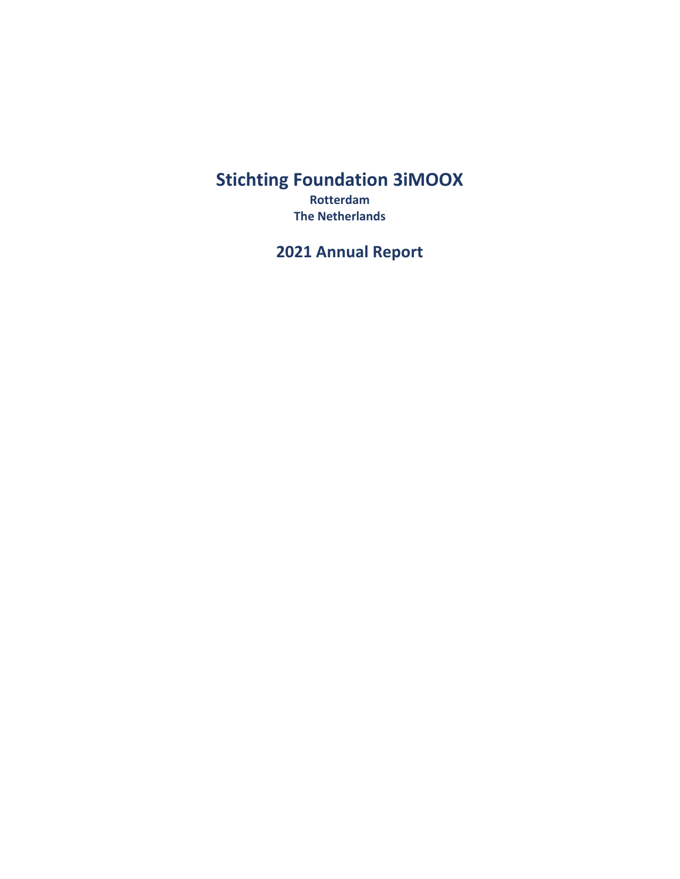# Stichting Foundation 3iMOOX

**Rotterdam**
**The Netherlands**

## 2021 Annual Report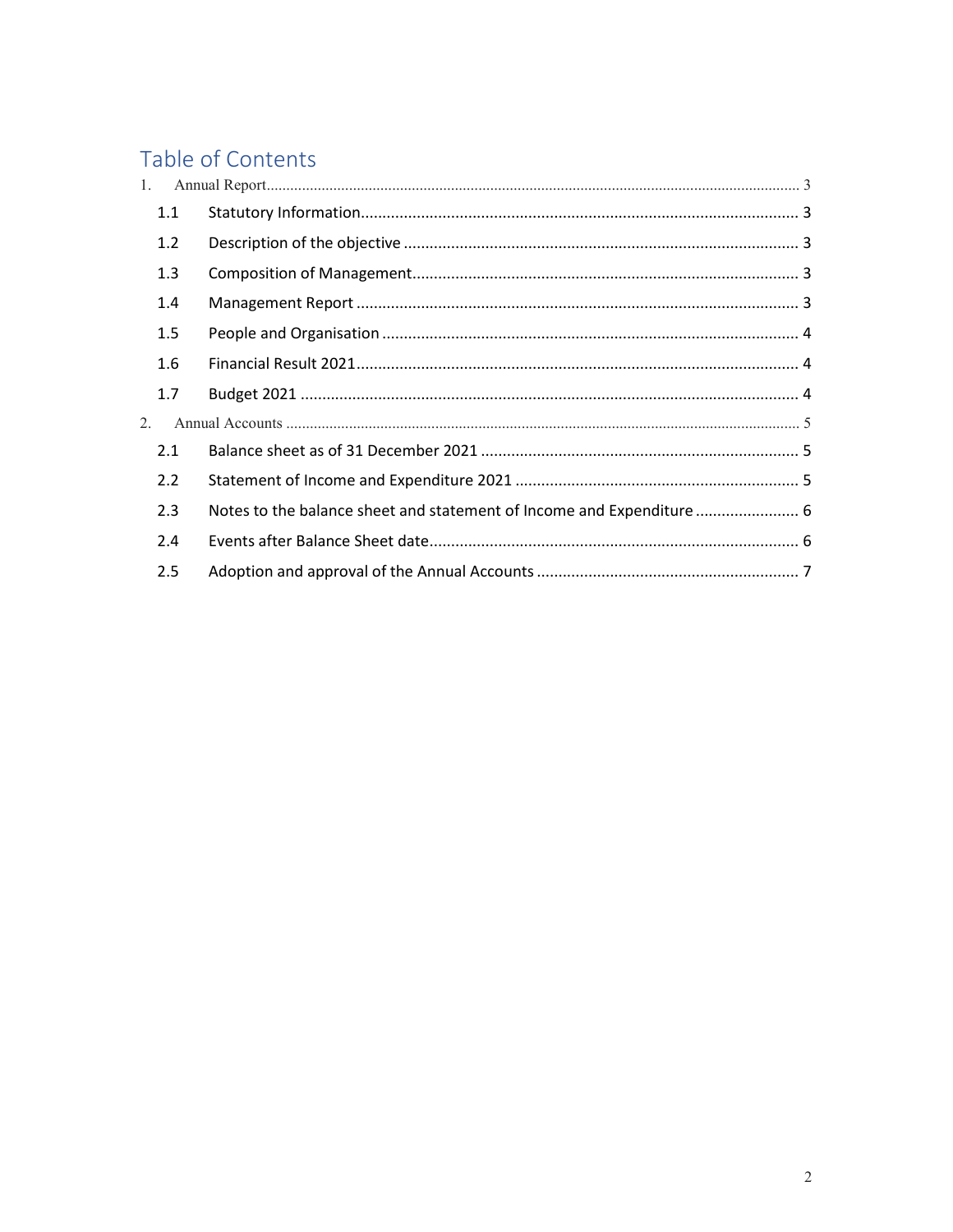## Table of Contents

1. Annual Report ........ 3
   - 1.1 Statistic Information ........ 3
   - 1.2 Description of the objective ........ 3
   - 1.3 Composition of Management ........ 3
   - 1.4 Management Report ........ 3
   - 1.5 People and Organisation ........ 4
   - 1.6 Financial Result 2021 ........ 4
   - 1.7 Budget 2021 ........ 4
2. Annual Accounts ........ 5
   - 2.1 Balance sheet as of 31 December 2021 ........ 5
   - 2.2 Statement of Income and Expenditure 2021 ........ 5
   - 2.3 Notes to the balance sheet and statement of Income and Expenditure ........ 6
   - 2.4 Events after Balance Sheet date ........ 6
   - 2.5 Adoption and approval of the Annual Accounts ........ 7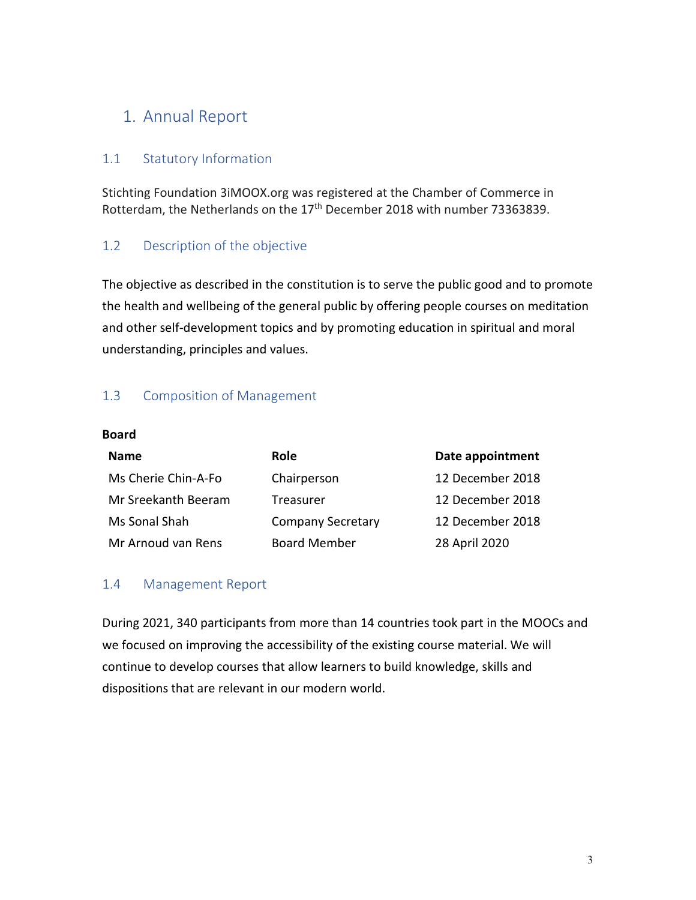# 1. Annual Report

## 1.1 Statutory Information

Stichting Foundation 3iMOOX.org was registered at the Chamber of Commerce in Rotterdam, the Netherlands on the 17th December 2018 with number 73363839.

## 1.2 Description of the objective

The objective as described in the constitution is to serve the public good and to promote the health and wellbeing of the general public by offering people courses on meditation and other self-development topics and by promoting education in spiritual and moral understanding, principles and values.

## 1.3 Composition of Management

**Board**

| Name | Role | Date appointment |
|---|---|---|
| Ms Cherie Chin-A-Fo | Chairperson | 12 December 2018 |
| Mr Sreekanth Beeram | Treasurer | 12 December 2018 |
| Ms Sonal Shah | Company Secretary | 12 December 2018 |
| Mr Arnoud van Rens | Board Member | 28 April 2020 |

## 1.4 Management Report

During 2021, 340 participants from more than 14 countries took part in the MOOCs and we focused on improving the accessibility of the existing course material. We will continue to develop courses that allow learners to build knowledge, skills and dispositions that are relevant in our modern world.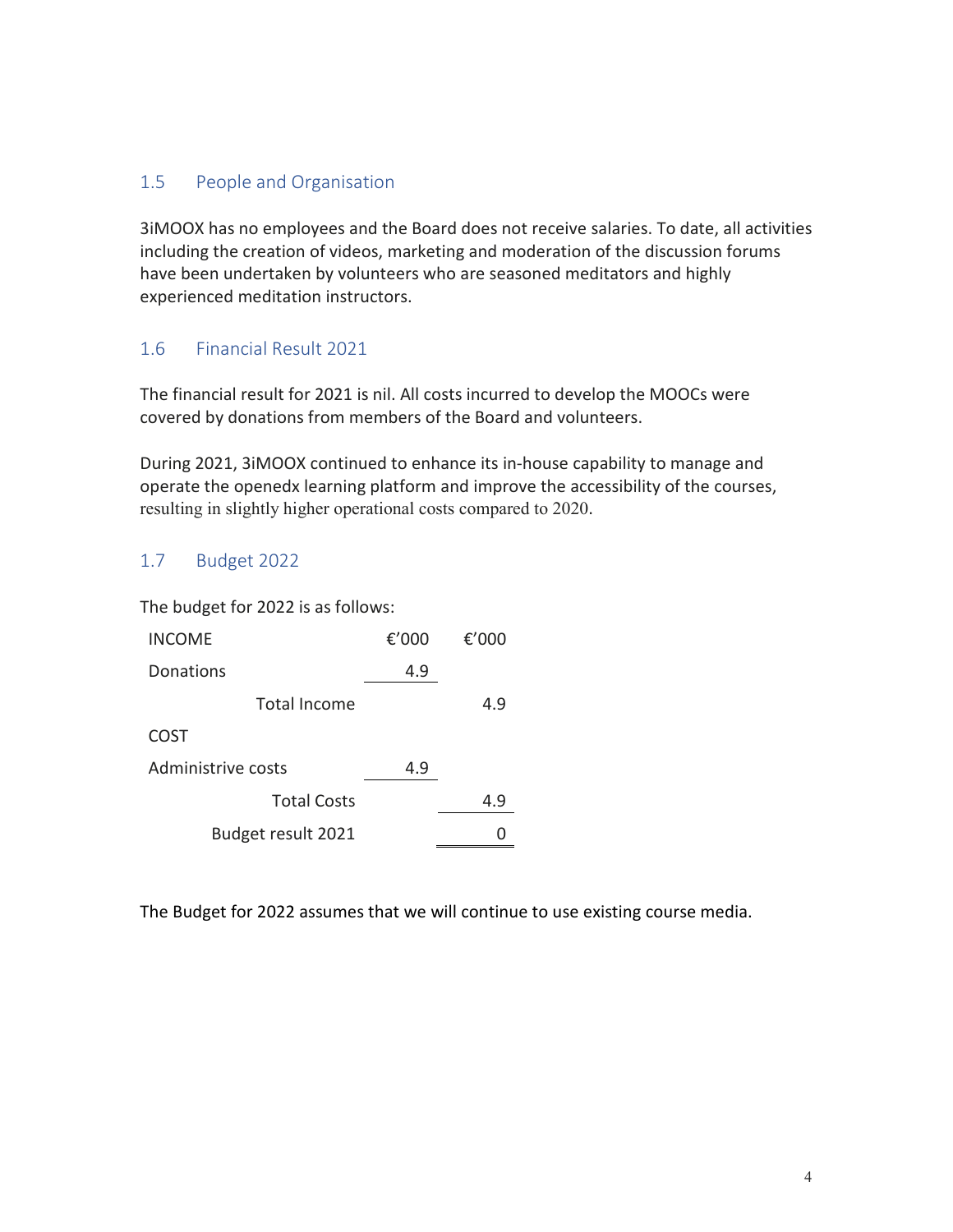## 1.5 People and Organisation

3iMOOX has no employees and the Board does not receive salaries. To date, all activities including the creation of videos, marketing and moderation of the discussion forums have been undertaken by volunteers who are seasoned meditators and highly experienced meditation instructors.

## 1.6 Financial Result 2021

The financial result for 2021 is nil. All costs incurred to develop the MOOCs were covered by donations from members of the Board and volunteers.

During 2021, 3iMOOX continued to enhance its in-house capability to manage and operate the openedx learning platform and improve the accessibility of the courses, resulting in slightly higher operational costs compared to 2020.

## 1.7 Budget 2022

The budget for 2022 is as follows:

| INCOME | €'000 | €'000 |
|---|---|---|
| Donations | 4.9 | |
| Total Income | | 4.9 |
| COST | | |
| Administrive costs | 4.9 | |
| Total Costs | | 4.9 |
| Budget result 2021 | | 0 |

The Budget for 2022 assumes that we will continue to use existing course media.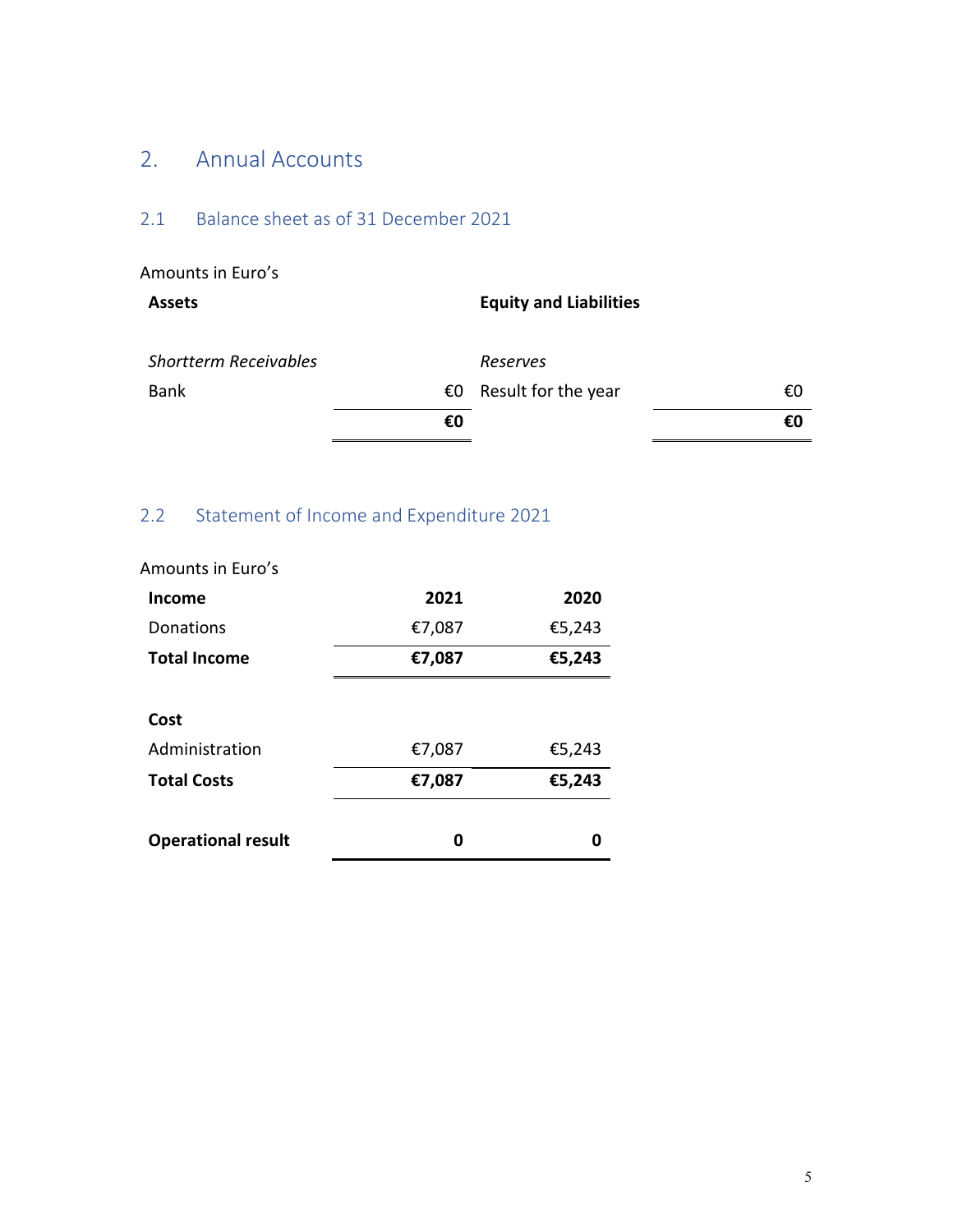# 2. Annual Accounts

## 2.1 Balance sheet as of 31 December 2021

Amounts in Euro's

| **Assets** | | **Equity and Liabilities** | |
|---|---|---|---|
| *Shortterm Receivables* | | *Reserves* | |
| Bank | €0 | Result for the year | €0 |
| | **€0** | | **€0** |

## 2.2 Statement of Income and Expenditure 2021

Amounts in Euro's

| **Income** | **2021** | **2020** |
|---|---|---|
| Donations | €7,087 | €5,243 |
| **Total Income** | **€7,087** | **€5,243** |
| | | |
| **Cost** | | |
| Administration | €7,087 | €5,243 |
| **Total Costs** | **€7,087** | **€5,243** |
| | | |
| **Operational result** | **0** | **0** |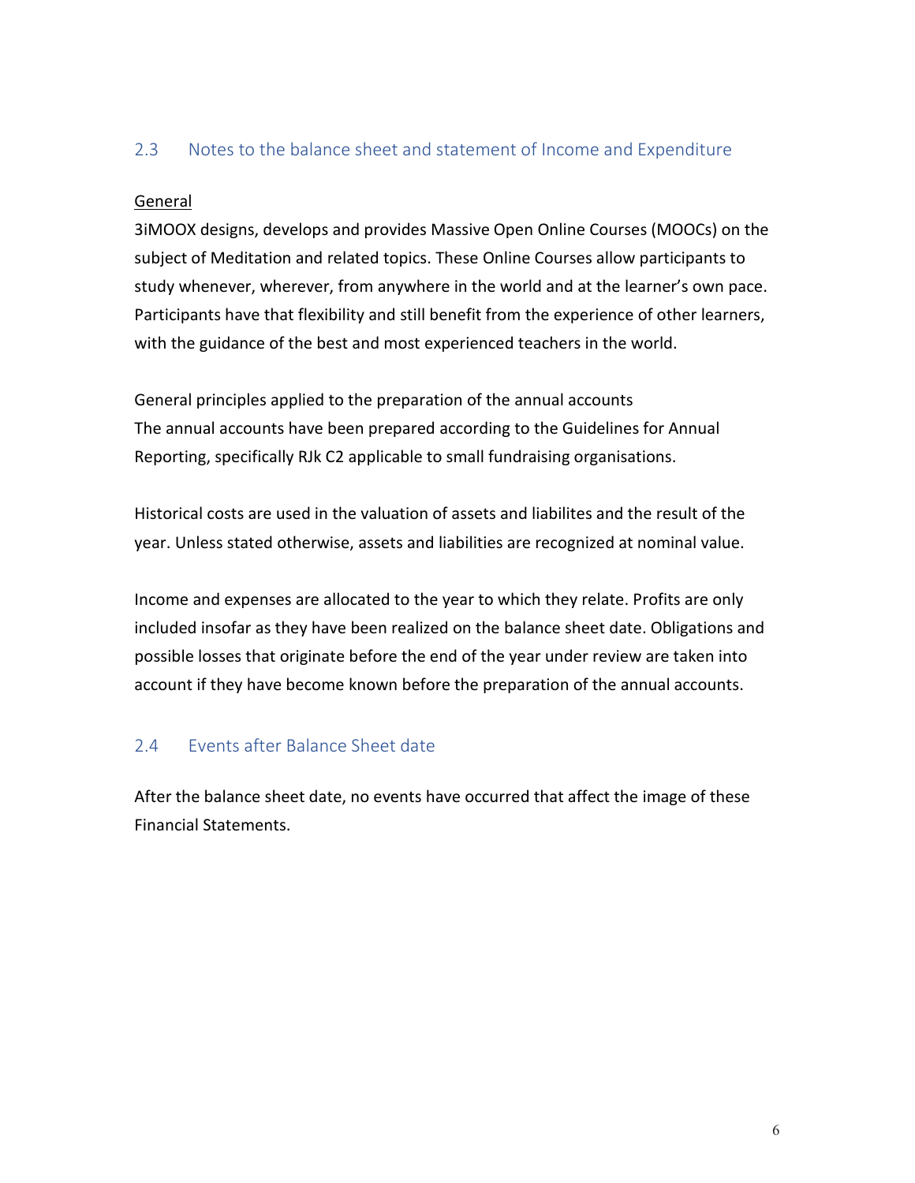## 2.3 Notes to the balance sheet and statement of Income and Expenditure

General

3iMOOX designs, develops and provides Massive Open Online Courses (MOOCs) on the subject of Meditation and related topics. These Online Courses allow participants to study whenever, wherever, from anywhere in the world and at the learner's own pace. Participants have that flexibility and still benefit from the experience of other learners, with the guidance of the best and most experienced teachers in the world.

General principles applied to the preparation of the annual accounts
The annual accounts have been prepared according to the Guidelines for Annual Reporting, specifically RJk C2 applicable to small fundraising organisations.

Historical costs are used in the valuation of assets and liabilites and the result of the year. Unless stated otherwise, assets and liabilities are recognized at nominal value.

Income and expenses are allocated to the year to which they relate. Profits are only included insofar as they have been realized on the balance sheet date. Obligations and possible losses that originate before the end of the year under review are taken into account if they have become known before the preparation of the annual accounts.

## 2.4 Events after Balance Sheet date

After the balance sheet date, no events have occurred that affect the image of these Financial Statements.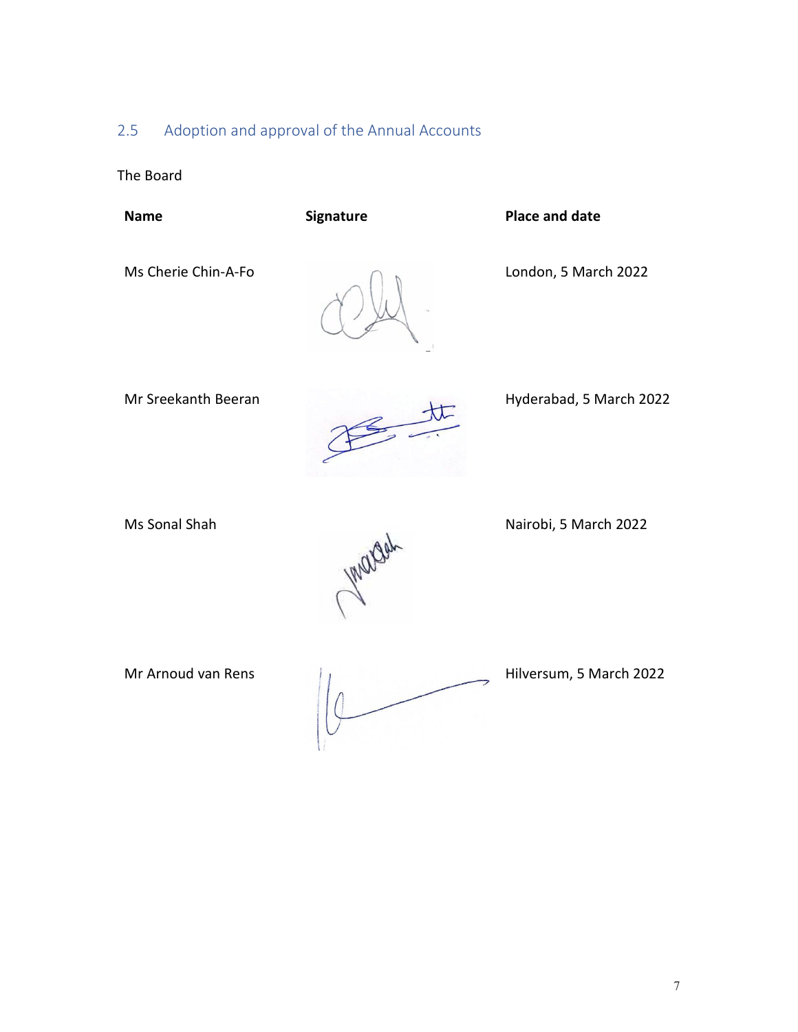## 2.5 Adoption and approval of the Annual Accounts

The Board

| Name | Signature | Place and date |
|---|---|---|
| Ms Cherie Chin-A-Fo | | London, 5 March 2022 |
| Mr Sreekanth Beeran | | Hyderabad, 5 March 2022 |
| Ms Sonal Shah | | Nairobi, 5 March 2022 |
| Mr Arnoud van Rens | | Hilversum, 5 March 2022 |